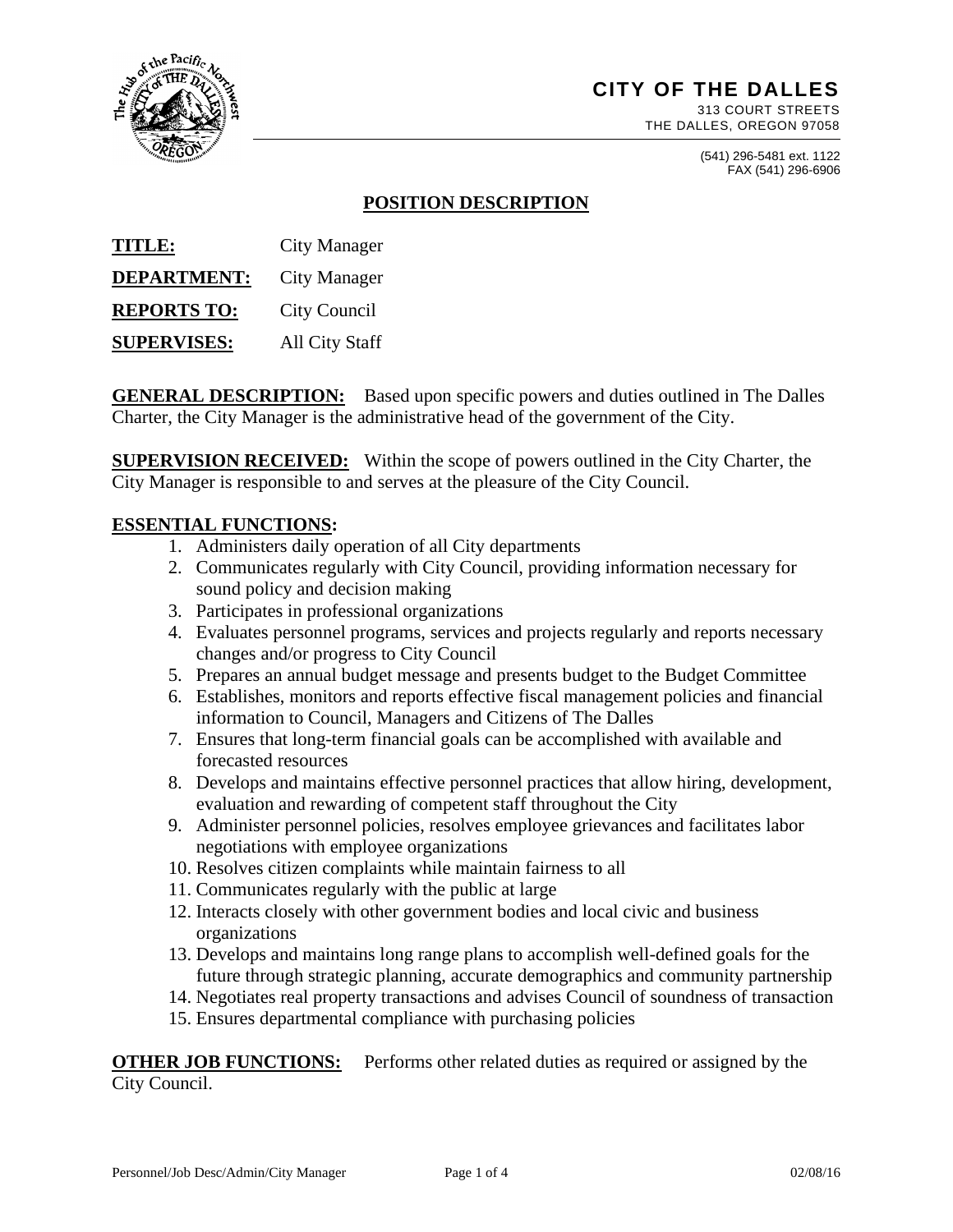# CITY OF THE DALLES

313 COURT STREETS
THE DALLES, OREGON 97058

(541) 296-5481 ext. 1122
FAX (541) 296-6906

## POSITION DESCRIPTION

**TITLE:** City Manager

**DEPARTMENT:** City Manager

**REPORTS TO:** City Council

**SUPERVISES:** All City Staff

**GENERAL DESCRIPTION:** Based upon specific powers and duties outlined in The Dalles Charter, the City Manager is the administrative head of the government of the City.

**SUPERVISION RECEIVED:** Within the scope of powers outlined in the City Charter, the City Manager is responsible to and serves at the pleasure of the City Council.

**ESSENTIAL FUNCTIONS:**

1. Administers daily operation of all City departments
2. Communicates regularly with City Council, providing information necessary for sound policy and decision making
3. Participates in professional organizations
4. Evaluates personnel programs, services and projects regularly and reports necessary changes and/or progress to City Council
5. Prepares an annual budget message and presents budget to the Budget Committee
6. Establishes, monitors and reports effective fiscal management policies and financial information to Council, Managers and Citizens of The Dalles
7. Ensures that long-term financial goals can be accomplished with available and forecasted resources
8. Develops and maintains effective personnel practices that allow hiring, development, evaluation and rewarding of competent staff throughout the City
9. Administer personnel policies, resolves employee grievances and facilitates labor negotiations with employee organizations
10. Resolves citizen complaints while maintain fairness to all
11. Communicates regularly with the public at large
12. Interacts closely with other government bodies and local civic and business organizations
13. Develops and maintains long range plans to accomplish well-defined goals for the future through strategic planning, accurate demographics and community partnership
14. Negotiates real property transactions and advises Council of soundness of transaction
15. Ensures departmental compliance with purchasing policies

**OTHER JOB FUNCTIONS:** Performs other related duties as required or assigned by the City Council.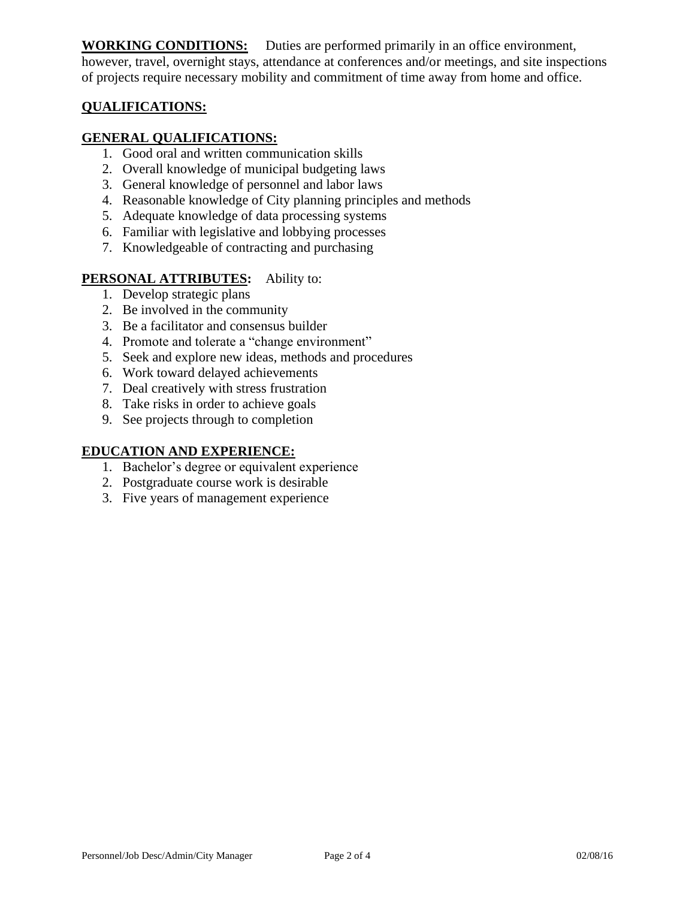**WORKING CONDITIONS:** Duties are performed primarily in an office environment, however, travel, overnight stays, attendance at conferences and/or meetings, and site inspections of projects require necessary mobility and commitment of time away from home and office.

## QUALIFICATIONS:

### GENERAL QUALIFICATIONS:

1. Good oral and written communication skills
2. Overall knowledge of municipal budgeting laws
3. General knowledge of personnel and labor laws
4. Reasonable knowledge of City planning principles and methods
5. Adequate knowledge of data processing systems
6. Familiar with legislative and lobbying processes
7. Knowledgeable of contracting and purchasing

**PERSONAL ATTRIBUTES:** Ability to:

1. Develop strategic plans
2. Be involved in the community
3. Be a facilitator and consensus builder
4. Promote and tolerate a "change environment"
5. Seek and explore new ideas, methods and procedures
6. Work toward delayed achievements
7. Deal creatively with stress frustration
8. Take risks in order to achieve goals
9. See projects through to completion

### EDUCATION AND EXPERIENCE:

1. Bachelor's degree or equivalent experience
2. Postgraduate course work is desirable
3. Five years of management experience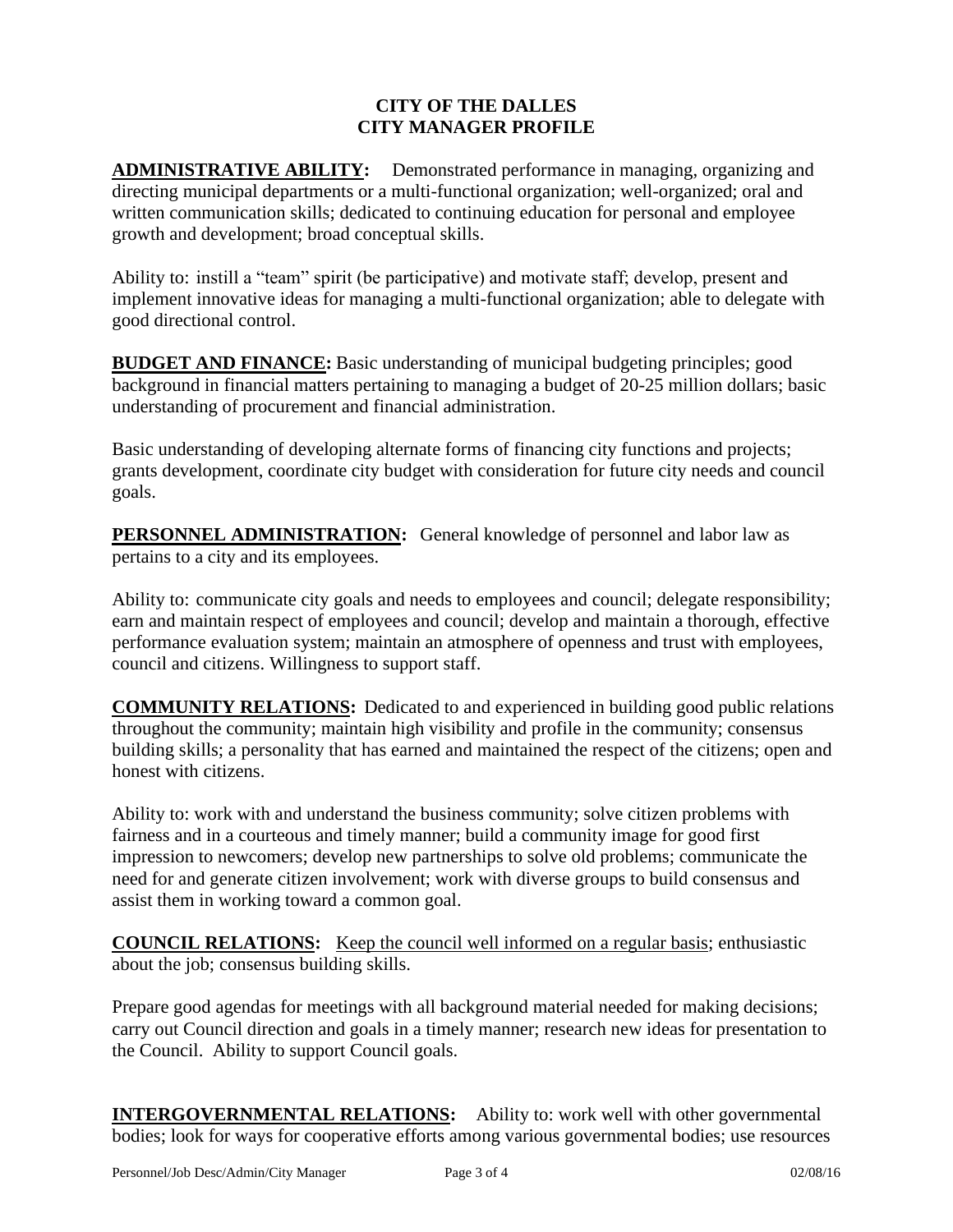# CITY OF THE DALLES
## CITY MANAGER PROFILE

**ADMINISTRATIVE ABILITY:** Demonstrated performance in managing, organizing and directing municipal departments or a multi-functional organization; well-organized; oral and written communication skills; dedicated to continuing education for personal and employee growth and development; broad conceptual skills.

Ability to: instill a "team" spirit (be participative) and motivate staff; develop, present and implement innovative ideas for managing a multi-functional organization; able to delegate with good directional control.

**BUDGET AND FINANCE:** Basic understanding of municipal budgeting principles; good background in financial matters pertaining to managing a budget of 20-25 million dollars; basic understanding of procurement and financial administration.

Basic understanding of developing alternate forms of financing city functions and projects; grants development, coordinate city budget with consideration for future city needs and council goals.

**PERSONNEL ADMINISTRATION:** General knowledge of personnel and labor law as pertains to a city and its employees.

Ability to: communicate city goals and needs to employees and council; delegate responsibility; earn and maintain respect of employees and council; develop and maintain a thorough, effective performance evaluation system; maintain an atmosphere of openness and trust with employees, council and citizens. Willingness to support staff.

**COMMUNITY RELATIONS:** Dedicated to and experienced in building good public relations throughout the community; maintain high visibility and profile in the community; consensus building skills; a personality that has earned and maintained the respect of the citizens; open and honest with citizens.

Ability to: work with and understand the business community; solve citizen problems with fairness and in a courteous and timely manner; build a community image for good first impression to newcomers; develop new partnerships to solve old problems; communicate the need for and generate citizen involvement; work with diverse groups to build consensus and assist them in working toward a common goal.

**COUNCIL RELATIONS:** Keep the council well informed on a regular basis; enthusiastic about the job; consensus building skills.

Prepare good agendas for meetings with all background material needed for making decisions; carry out Council direction and goals in a timely manner; research new ideas for presentation to the Council. Ability to support Council goals.

**INTERGOVERNMENTAL RELATIONS:** Ability to: work well with other governmental bodies; look for ways for cooperative efforts among various governmental bodies; use resources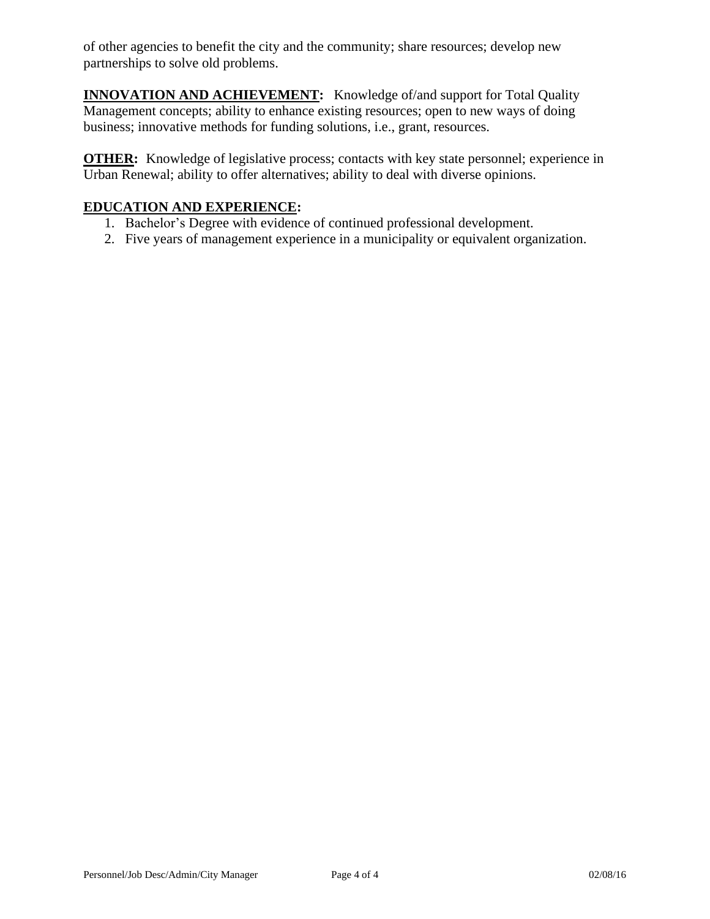of other agencies to benefit the city and the community; share resources; develop new partnerships to solve old problems.

**INNOVATION AND ACHIEVEMENT:** Knowledge of/and support for Total Quality Management concepts; ability to enhance existing resources; open to new ways of doing business; innovative methods for funding solutions, i.e., grant, resources.

**OTHER:** Knowledge of legislative process; contacts with key state personnel; experience in Urban Renewal; ability to offer alternatives; ability to deal with diverse opinions.

**EDUCATION AND EXPERIENCE:**

1. Bachelor's Degree with evidence of continued professional development.
2. Five years of management experience in a municipality or equivalent organization.